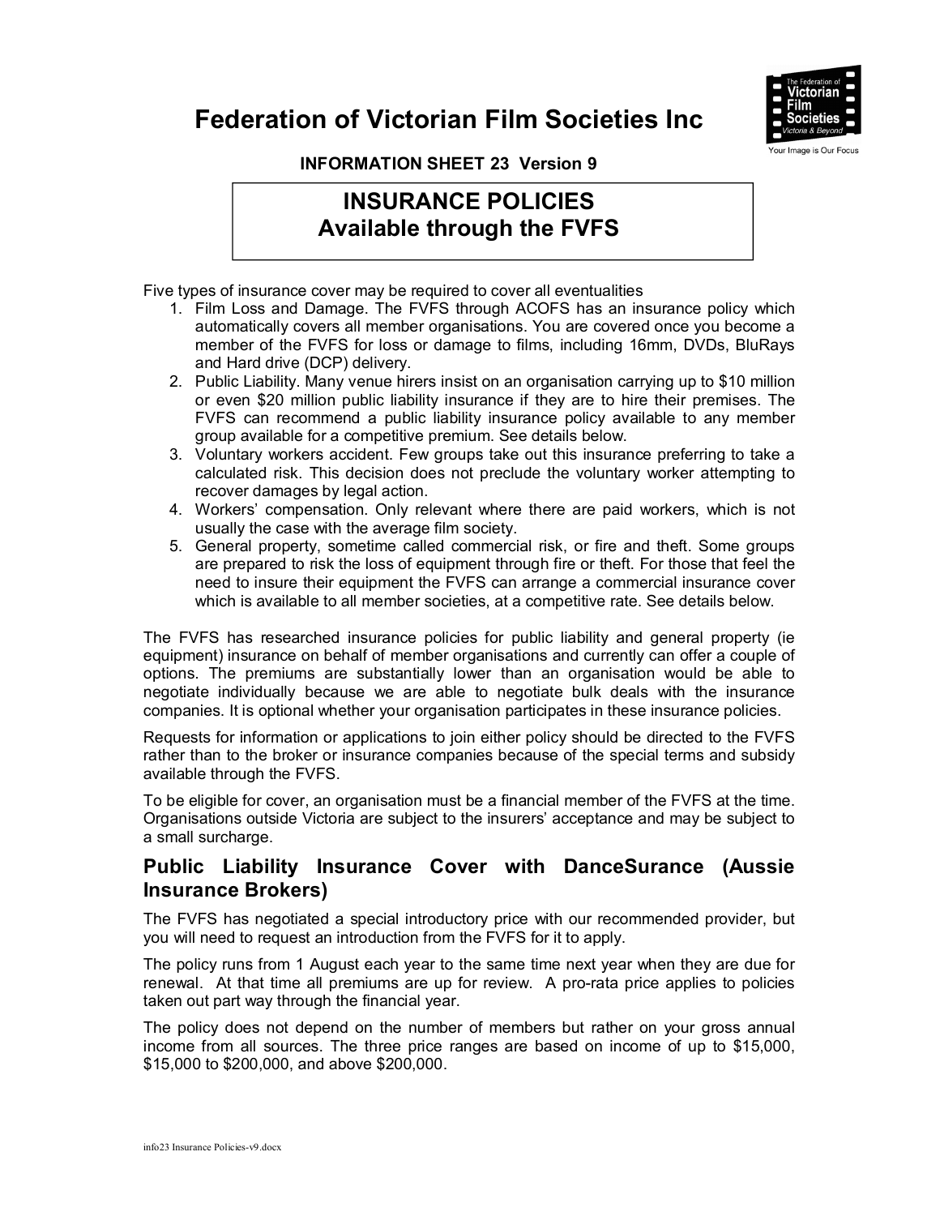# Federation of Victorian Film Societies Inc

**INFORMATION SHEET 23 Version 9**

## INSURANCE POLICIES Available through the FVFS

Five types of insurance cover may be required to cover all eventualities

1. Film Loss and Damage. The FVFS through ACOFS has an insurance policy which automatically covers all member organisations. You are covered once you become a member of the FVFS for loss or damage to films, including 16mm, DVDs, BluRays and Hard drive (DCP) delivery.
2. Public Liability. Many venue hirers insist on an organisation carrying up to $10 million or even $20 million public liability insurance if they are to hire their premises. The FVFS can recommend a public liability insurance policy available to any member group available for a competitive premium. See details below.
3. Voluntary workers accident. Few groups take out this insurance preferring to take a calculated risk. This decision does not preclude the voluntary worker attempting to recover damages by legal action.
4. Workers' compensation. Only relevant where there are paid workers, which is not usually the case with the average film society.
5. General property, sometime called commercial risk, or fire and theft. Some groups are prepared to risk the loss of equipment through fire or theft. For those that feel the need to insure their equipment the FVFS can arrange a commercial insurance cover which is available to all member societies, at a competitive rate. See details below.

The FVFS has researched insurance policies for public liability and general property (ie equipment) insurance on behalf of member organisations and currently can offer a couple of options. The premiums are substantially lower than an organisation would be able to negotiate individually because we are able to negotiate bulk deals with the insurance companies. It is optional whether your organisation participates in these insurance policies.

Requests for information or applications to join either policy should be directed to the FVFS rather than to the broker or insurance companies because of the special terms and subsidy available through the FVFS.

To be eligible for cover, an organisation must be a financial member of the FVFS at the time. Organisations outside Victoria are subject to the insurers' acceptance and may be subject to a small surcharge.

## Public Liability Insurance Cover with DanceSurance (Aussie Insurance Brokers)

The FVFS has negotiated a special introductory price with our recommended provider, but you will need to request an introduction from the FVFS for it to apply.

The policy runs from 1 August each year to the same time next year when they are due for renewal. At that time all premiums are up for review. A pro-rata price applies to policies taken out part way through the financial year.

The policy does not depend on the number of members but rather on your gross annual income from all sources. The three price ranges are based on income of up to $15,000, $15,000 to $200,000, and above $200,000.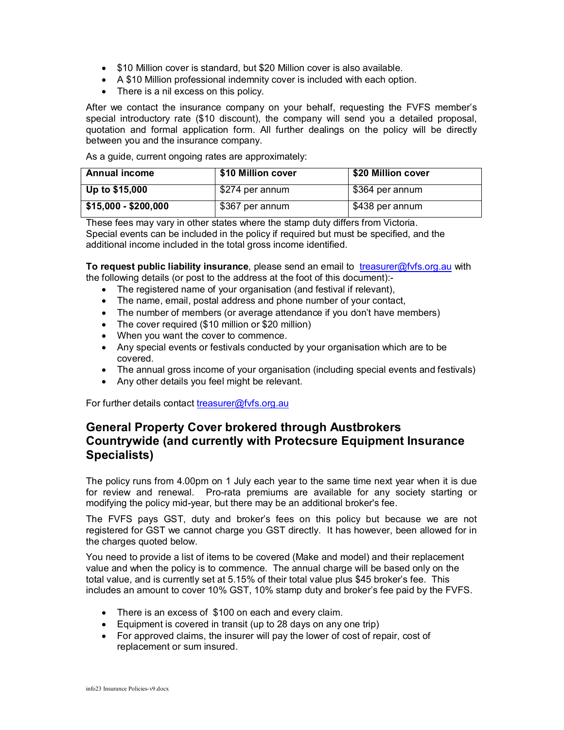- $10 Million cover is standard, but $20 Million cover is also available.
- A $10 Million professional indemnity cover is included with each option.
- There is a nil excess on this policy.

After we contact the insurance company on your behalf, requesting the FVFS member's special introductory rate ($10 discount), the company will send you a detailed proposal, quotation and formal application form. All further dealings on the policy will be directly between you and the insurance company.

As a guide, current ongoing rates are approximately:

| Annual income | $10 Million cover | $20 Million cover |
|---|---|---|
| **Up to $15,000** | $274 per annum | $364 per annum |
| **$15,000 - $200,000** | $367 per annum | $438 per annum |

These fees may vary in other states where the stamp duty differs from Victoria.
Special events can be included in the policy if required but must be specified, and the additional income included in the total gross income identified.

**To request public liability insurance**, please send an email to treasurer@fvfs.org.au with the following details (or post to the address at the foot of this document):-

- The registered name of your organisation (and festival if relevant),
- The name, email, postal address and phone number of your contact,
- The number of members (or average attendance if you don't have members)
- The cover required ($10 million or $20 million)
- When you want the cover to commence.
- Any special events or festivals conducted by your organisation which are to be covered.
- The annual gross income of your organisation (including special events and festivals)
- Any other details you feel might be relevant.

For further details contact treasurer@fvfs.org.au

## General Property Cover brokered through Austbrokers Countrywide (and currently with Protecsure Equipment Insurance Specialists)

The policy runs from 4.00pm on 1 July each year to the same time next year when it is due for review and renewal. Pro-rata premiums are available for any society starting or modifying the policy mid-year, but there may be an additional broker's fee.

The FVFS pays GST, duty and broker's fees on this policy but because we are not registered for GST we cannot charge you GST directly. It has however, been allowed for in the charges quoted below.

You need to provide a list of items to be covered (Make and model) and their replacement value and when the policy is to commence. The annual charge will be based only on the total value, and is currently set at 5.15% of their total value plus $45 broker's fee. This includes an amount to cover 10% GST, 10% stamp duty and broker's fee paid by the FVFS.

- There is an excess of $100 on each and every claim.
- Equipment is covered in transit (up to 28 days on any one trip)
- For approved claims, the insurer will pay the lower of cost of repair, cost of replacement or sum insured.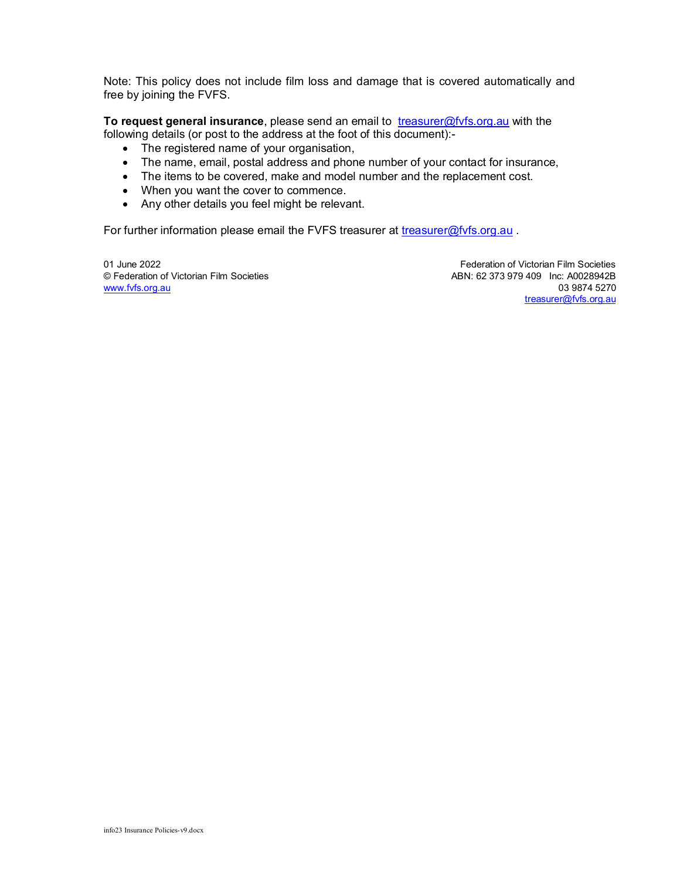Note: This policy does not include film loss and damage that is covered automatically and free by joining the FVFS.

**To request general insurance**, please send an email to treasurer@fvfs.org.au with the following details (or post to the address at the foot of this document):-

- The registered name of your organisation,
- The name, email, postal address and phone number of your contact for insurance,
- The items to be covered, make and model number and the replacement cost.
- When you want the cover to commence.
- Any other details you feel might be relevant.

For further information please email the FVFS treasurer at treasurer@fvfs.org.au .

01 June 2022
© Federation of Victorian Film Societies
www.fvfs.org.au

Federation of Victorian Film Societies
ABN: 62 373 979 409 Inc: A0028942B
03 9874 5270
treasurer@fvfs.org.au

info23 Insurance Policies-v9.docx